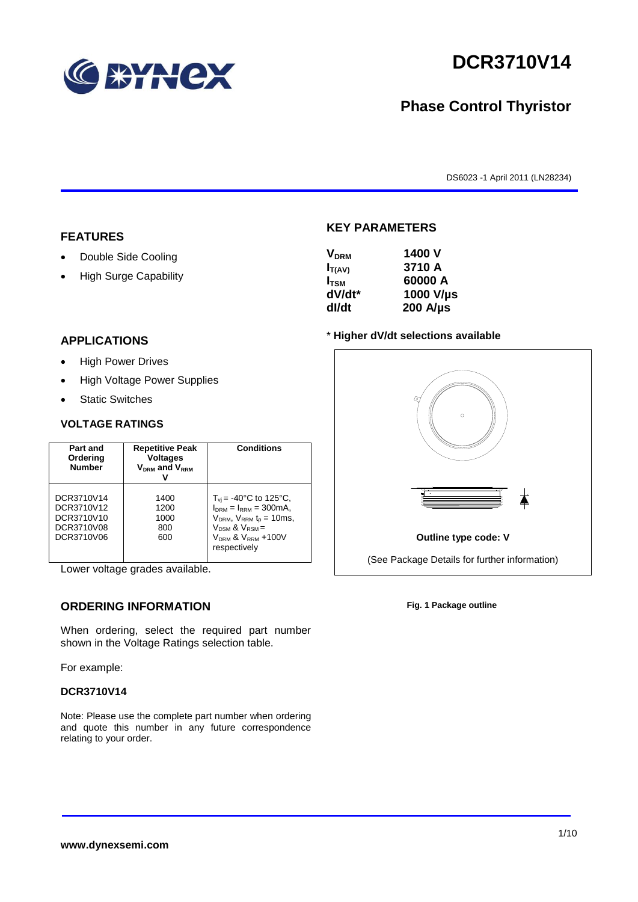# DCR3710V14

## Phase Control Thyristor

DS6023 -1 April 2011 (LN28234)

## FEATURES

- Double Side Cooling
- High Surge Capability

## APPLICATIONS

- High Power Drives
- High Voltage Power Supplies
- Static Switches

## VOLTAGE RATINGS

| Part and Ordering Number | Repetitive Peak Voltages $V_{DRM}$ and $V_{RRM}$ V | Conditions |
|---|---|---|
| DCR3710V14<br>DCR3710V12<br>DCR3710V10<br>DCR3710V08<br>DCR3710V06 | 1400<br>1200<br>1000<br>800<br>600 | $T_{vj}$ = -40°C to 125°C, $I_{DRM}$ = $I_{RRM}$ = 300mA, $V_{DRM}$, $V_{RRM}$ $t_p$ = 10ms, $V_{DSM}$ & $V_{RSM}$ = $V_{DRM}$ & $V_{RRM}$ +100V respectively |

Lower voltage grades available.

## ORDERING INFORMATION

When ordering, select the required part number shown in the Voltage Ratings selection table.

For example:

**DCR3710V14**

Note: Please use the complete part number when ordering and quote this number in any future correspondence relating to your order.

## KEY PARAMETERS

| | |
|---|---|
| $V_{DRM}$ | 1400 V |
| $I_{T(AV)}$ | 3710 A |
| $I_{TSM}$ | 60000 A |
| dV/dt* | 1000 V/µs |
| dI/dt | 200 A/µs |

\* **Higher dV/dt selections available**

**Outline type code: V**

(See Package Details for further information)

**Fig. 1 Package outline**

**www.dynexsemi.com**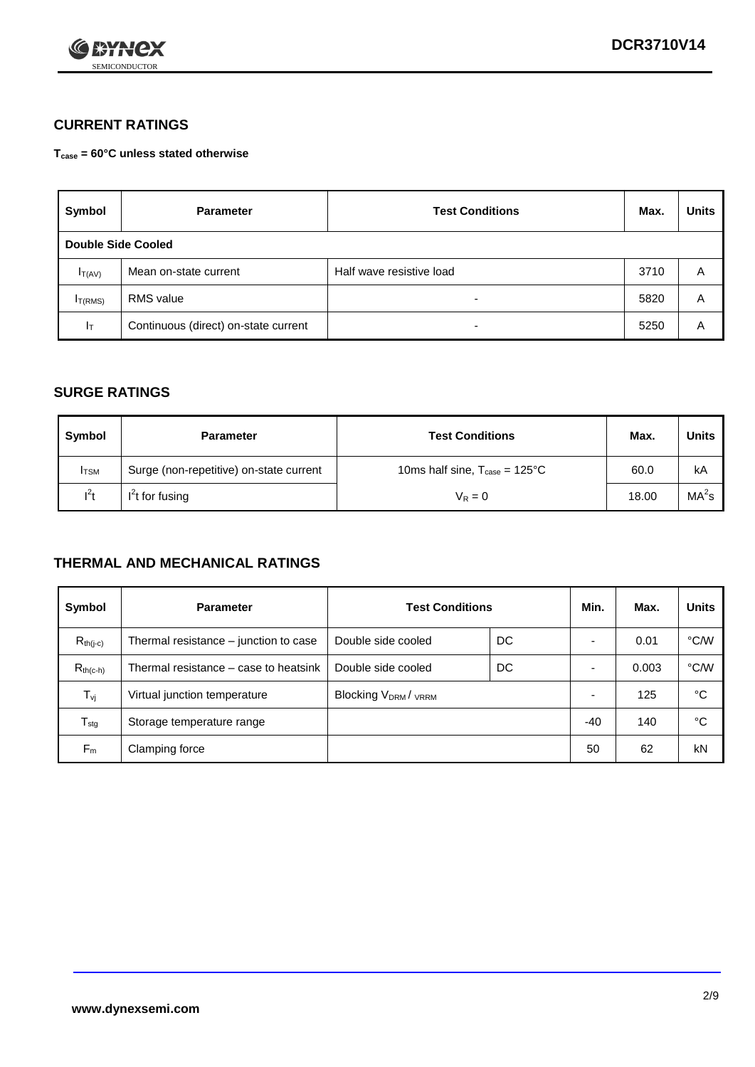## CURRENT RATINGS

**$T_{case}$ = 60°C unless stated otherwise**

| Symbol | Parameter | Test Conditions | Max. | Units |
|---|---|---|---|---|
| **Double Side Cooled** | | | | |
| $I_{T(AV)}$ | Mean on-state current | Half wave resistive load | 3710 | A |
| $I_{T(RMS)}$ | RMS value | - | 5820 | A |
| $I_T$ | Continuous (direct) on-state current | - | 5250 | A |

## SURGE RATINGS

| Symbol | Parameter | Test Conditions | Max. | Units |
|---|---|---|---|---|
| $I_{TSM}$ | Surge (non-repetitive) on-state current | 10ms half sine, $T_{case}$ = 125°C | 60.0 | kA |
| $I^2t$ | $I^2t$ for fusing | $V_R = 0$ | 18.00 | $MA^2s$ |

## THERMAL AND MECHANICAL RATINGS

| Symbol | Parameter | Test Conditions | | Min. | Max. | Units |
|---|---|---|---|---|---|---|
| $R_{th(j-c)}$ | Thermal resistance – junction to case | Double side cooled | DC | - | 0.01 | °C/W |
| $R_{th(c-h)}$ | Thermal resistance – case to heatsink | Double side cooled | DC | - | 0.003 | °C/W |
| $T_{vj}$ | Virtual junction temperature | Blocking $V_{DRM}$ / $V_{RRM}$ | | - | 125 | °C |
| $T_{stg}$ | Storage temperature range | | | -40 | 140 | °C |
| $F_m$ | Clamping force | | | 50 | 62 | kN |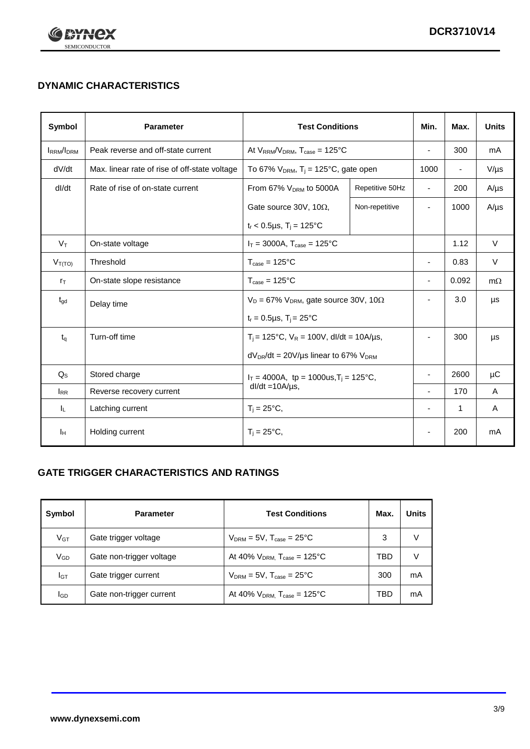## DYNAMIC CHARACTERISTICS

| Symbol | Parameter | Test Conditions | | Min. | Max. | Units |
|---|---|---|---|---|---|---|
| $I_{RRM}/I_{DRM}$ | Peak reverse and off-state current | At $V_{RRM}/V_{DRM}$, $T_{case}$ = 125°C | | - | 300 | mA |
| dV/dt | Max. linear rate of rise of off-state voltage | To 67% $V_{DRM}$, $T_j$ = 125°C, gate open | | 1000 | - | V/µs |
| dI/dt | Rate of rise of on-state current | From 67% $V_{DRM}$ to 5000A | Repetitive 50Hz | - | 200 | A/µs |
| | | Gate source 30V, 10Ω, | Non-repetitive | - | 1000 | A/µs |
| | | $t_r$ < 0.5µs, $T_j$ = 125°C | | | | |
| $V_T$ | On-state voltage | $I_T$ = 3000A, $T_{case}$ = 125°C | | | 1.12 | V |
| $V_{T(TO)}$ | Threshold | $T_{case}$ = 125°C | | - | 0.83 | V |
| $r_T$ | On-state slope resistance | $T_{case}$ = 125°C | | - | 0.092 | mΩ |
| $t_{gd}$ | Delay time | $V_D$ = 67% $V_{DRM}$, gate source 30V, 10Ω | | - | 3.0 | µs |
| | | $t_r$ = 0.5µs, $T_j$ = 25°C | | | | |
| $t_q$ | Turn-off time | $T_j$ = 125°C, $V_R$ = 100V, dI/dt = 10A/µs, | | - | 300 | µs |
| | | $dV_{DR}/dt$ = 20V/µs linear to 67% $V_{DRM}$ | | | | |
| $Q_S$ | Stored charge | $I_T$ = 4000A, tp = 1000us, $T_j$ = 125°C, dI/dt =10A/µs, | | - | 2600 | µC |
| $I_{RR}$ | Reverse recovery current | | | - | 170 | A |
| $I_L$ | Latching current | $T_j$ = 25°C, | | - | 1 | A |
| $I_H$ | Holding current | $T_j$ = 25°C, | | - | 200 | mA |

## GATE TRIGGER CHARACTERISTICS AND RATINGS

| Symbol | Parameter | Test Conditions | Max. | Units |
|---|---|---|---|---|
| $V_{GT}$ | Gate trigger voltage | $V_{DRM}$ = 5V, $T_{case}$ = 25°C | 3 | V |
| $V_{GD}$ | Gate non-trigger voltage | At 40% $V_{DRM}$, $T_{case}$ = 125°C | TBD | V |
| $I_{GT}$ | Gate trigger current | $V_{DRM}$ = 5V, $T_{case}$ = 25°C | 300 | mA |
| $I_{GD}$ | Gate non-trigger current | At 40% $V_{DRM}$, $T_{case}$ = 125°C | TBD | mA |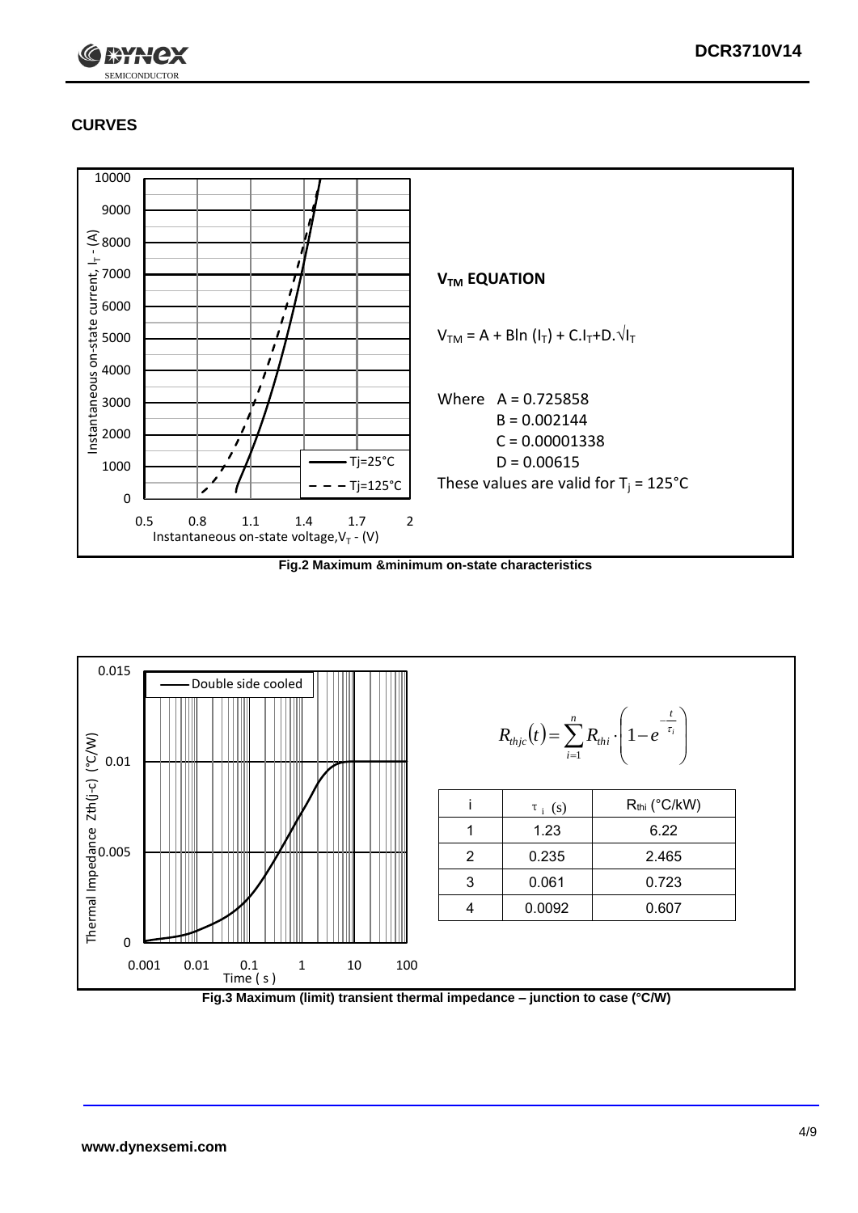## CURVES

**$V_{TM}$ EQUATION**

$$V_{TM} = A + B\ln(I_T) + C.I_T + D.\sqrt{I_T}$$

Where A = 0.725858
B = 0.002144
C = 0.00001338
D = 0.00615

These values are valid for $T_j$ = 125°C

**Fig.2 Maximum &minimum on-state characteristics**

$$R_{thjc}(t) = \sum_{i=1}^{n} R_{thi} \cdot \left(1 - e^{-\frac{t}{\tau_i}}\right)$$

| i | $\tau_i$ (s) | $R_{thi}$ (°C/kW) |
|---|---|---|
| 1 | 1.23 | 6.22 |
| 2 | 0.235 | 2.465 |
| 3 | 0.061 | 0.723 |
| 4 | 0.0092 | 0.607 |

**Fig.3 Maximum (limit) transient thermal impedance – junction to case (°C/W)**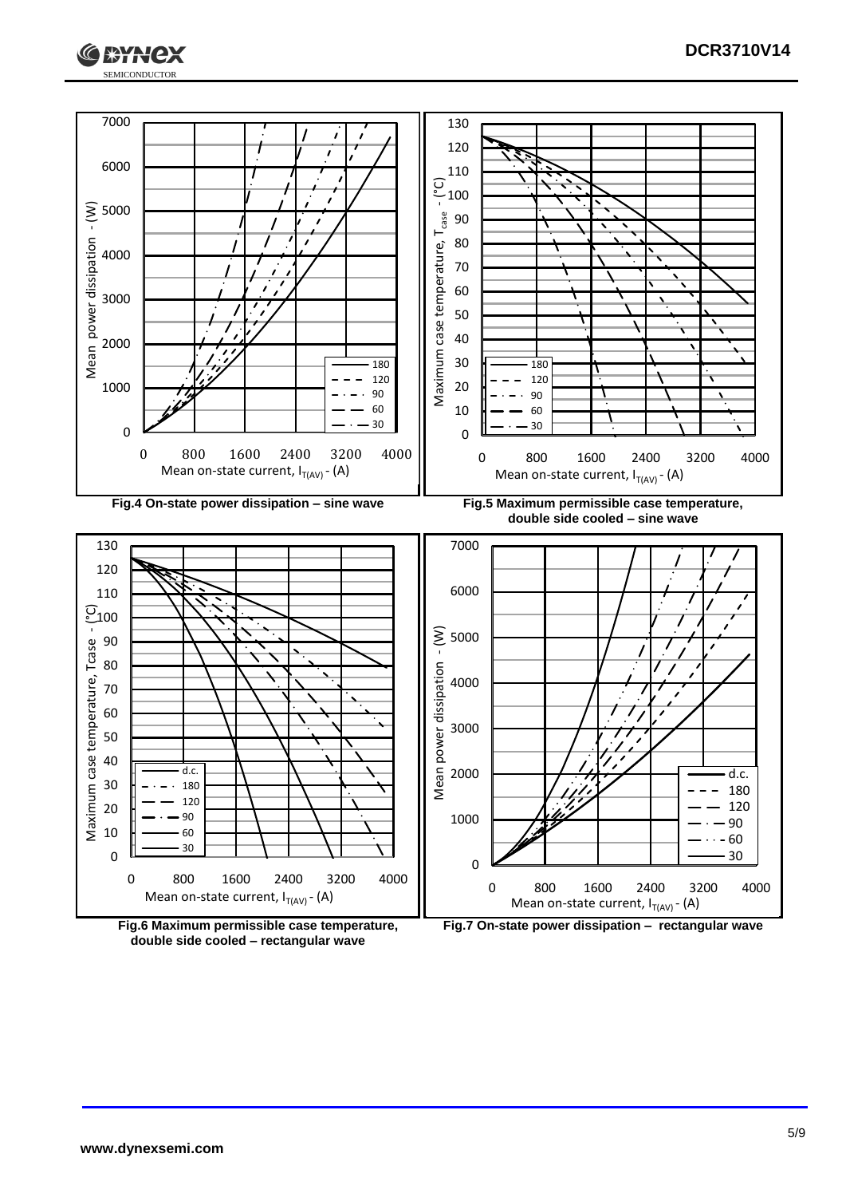Fig.4 On-state power dissipation – sine wave

Fig.5 Maximum permissible case temperature, double side cooled – sine wave

Fig.6 Maximum permissible case temperature, double side cooled – rectangular wave

Fig.7 On-state power dissipation – rectangular wave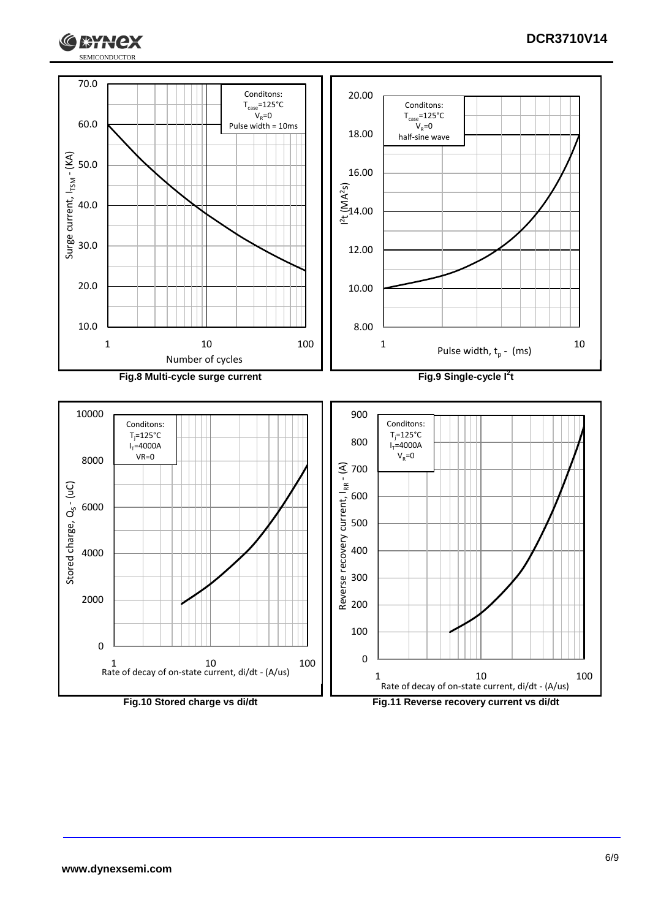Fig.8 Multi-cycle surge current

Fig.9 Single-cycle $I^2t$

Fig.10 Stored charge vs di/dt

Fig.11 Reverse recovery current vs di/dt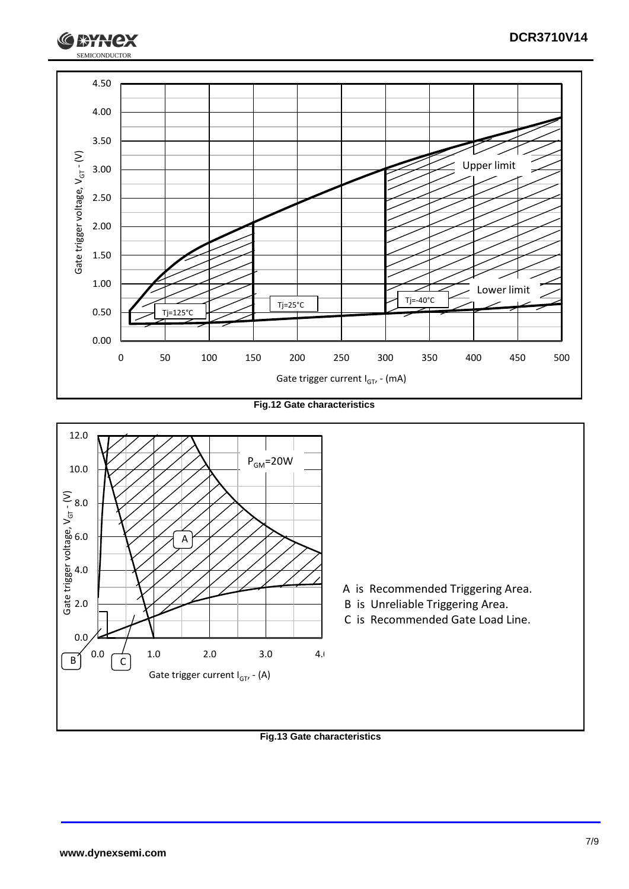Fig.12 Gate characteristics

A is Recommended Triggering Area.
B is Unreliable Triggering Area.
C is Recommended Gate Load Line.

Fig.13 Gate characteristics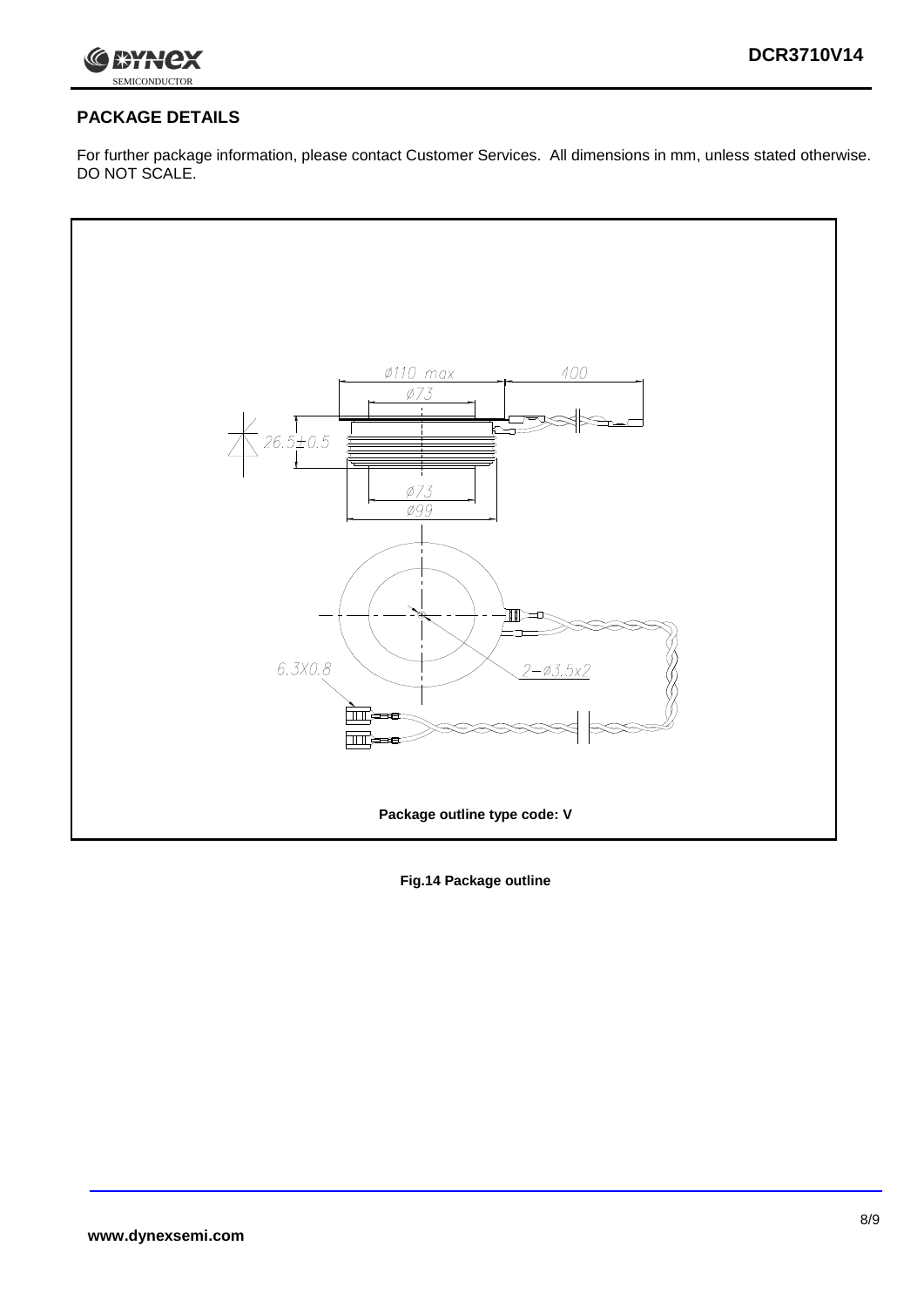## PACKAGE DETAILS

For further package information, please contact Customer Services. All dimensions in mm, unless stated otherwise. DO NOT SCALE.

Ø110 max

400

Ø73

26.5±0.5

Ø73

Ø99

6.3X0.8

2−Ø3.5x2

**Package outline type code: V**

**Fig.14 Package outline**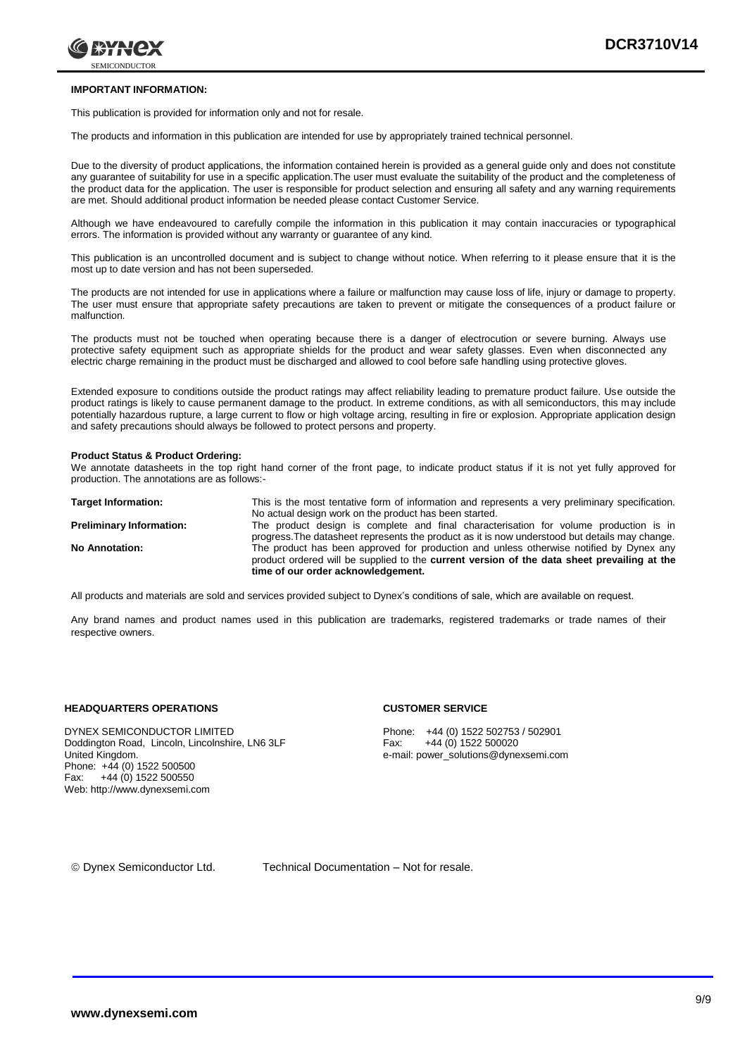**IMPORTANT INFORMATION:**

This publication is provided for information only and not for resale.

The products and information in this publication are intended for use by appropriately trained technical personnel.

Due to the diversity of product applications, the information contained herein is provided as a general guide only and does not constitute any guarantee of suitability for use in a specific application.The user must evaluate the suitability of the product and the completeness of the product data for the application. The user is responsible for product selection and ensuring all safety and any warning requirements are met. Should additional product information be needed please contact Customer Service.

Although we have endeavoured to carefully compile the information in this publication it may contain inaccuracies or typographical errors. The information is provided without any warranty or guarantee of any kind.

This publication is an uncontrolled document and is subject to change without notice. When referring to it please ensure that it is the most up to date version and has not been superseded.

The products are not intended for use in applications where a failure or malfunction may cause loss of life, injury or damage to property. The user must ensure that appropriate safety precautions are taken to prevent or mitigate the consequences of a product failure or malfunction.

The products must not be touched when operating because there is a danger of electrocution or severe burning. Always use protective safety equipment such as appropriate shields for the product and wear safety glasses. Even when disconnected any electric charge remaining in the product must be discharged and allowed to cool before safe handling using protective gloves.

Extended exposure to conditions outside the product ratings may affect reliability leading to premature product failure. Use outside the product ratings is likely to cause permanent damage to the product. In extreme conditions, as with all semiconductors, this may include potentially hazardous rupture, a large current to flow or high voltage arcing, resulting in fire or explosion. Appropriate application design and safety precautions should always be followed to protect persons and property.

**Product Status & Product Ordering:**

We annotate datasheets in the top right hand corner of the front page, to indicate product status if it is not yet fully approved for production. The annotations are as follows:-

| | |
|---|---|
| **Target Information:** | This is the most tentative form of information and represents a very preliminary specification. No actual design work on the product has been started. |
| **Preliminary Information:** | The product design is complete and final characterisation for volume production is in progress.The datasheet represents the product as it is now understood but details may change. |
| **No Annotation:** | The product has been approved for production and unless otherwise notified by Dynex any product ordered will be supplied to the **current version of the data sheet prevailing at the time of our order acknowledgement.** |

All products and materials are sold and services provided subject to Dynex's conditions of sale, which are available on request.

Any brand names and product names used in this publication are trademarks, registered trademarks or trade names of their respective owners.

**HEADQUARTERS OPERATIONS**

DYNEX SEMICONDUCTOR LIMITED
Doddington Road, Lincoln, Lincolnshire, LN6 3LF
United Kingdom.
Phone: +44 (0) 1522 500500
Fax: +44 (0) 1522 500550
Web: http://www.dynexsemi.com

**CUSTOMER SERVICE**

Phone: +44 (0) 1522 502753 / 502901
Fax: +44 (0) 1522 500020
e-mail: power_solutions@dynexsemi.com

© Dynex Semiconductor Ltd. Technical Documentation – Not for resale.